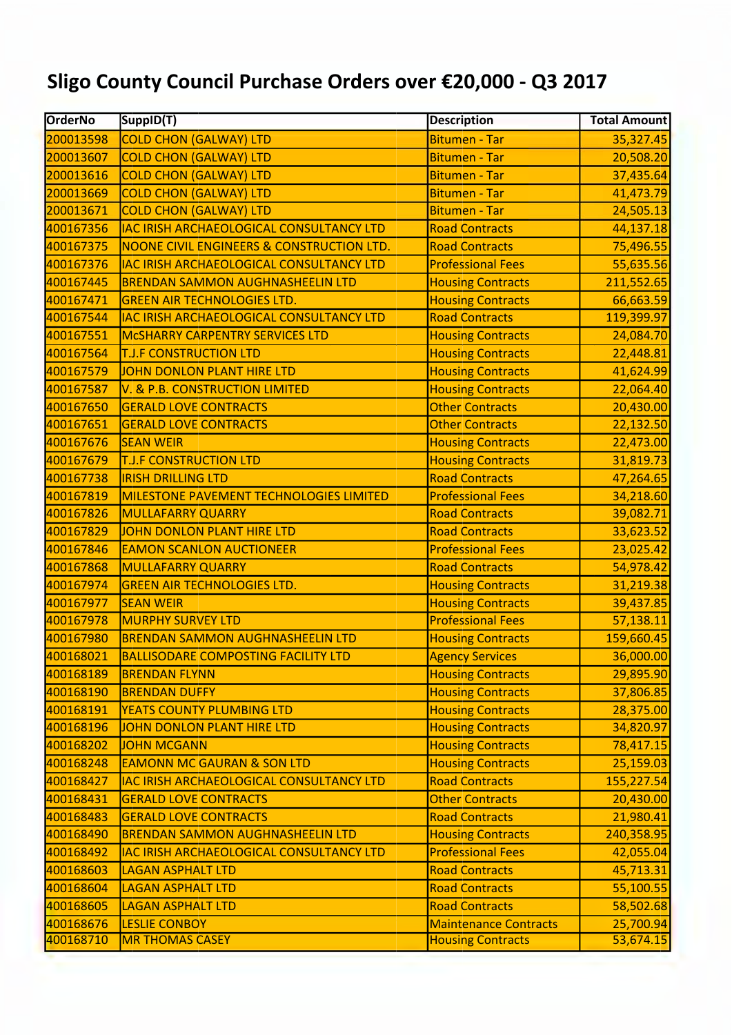# Sligo County Council Purchase Orders over €20,000 - Q3 2017

| OrderNo | SuppID(T) | Description | Total Amount |
|---|---|---|---|
| 200013598 | COLD CHON (GALWAY) LTD | Bitumen - Tar | 35,327.45 |
| 200013607 | COLD CHON (GALWAY) LTD | Bitumen - Tar | 20,508.20 |
| 200013616 | COLD CHON (GALWAY) LTD | Bitumen - Tar | 37,435.64 |
| 200013669 | COLD CHON (GALWAY) LTD | Bitumen - Tar | 41,473.79 |
| 200013671 | COLD CHON (GALWAY) LTD | Bitumen - Tar | 24,505.13 |
| 400167356 | IAC IRISH ARCHAEOLOGICAL CONSULTANCY LTD | Road Contracts | 44,137.18 |
| 400167375 | NOONE CIVIL ENGINEERS & CONSTRUCTION LTD. | Road Contracts | 75,496.55 |
| 400167376 | IAC IRISH ARCHAEOLOGICAL CONSULTANCY LTD | Professional Fees | 55,635.56 |
| 400167445 | BRENDAN SAMMON AUGHNASHEELIN LTD | Housing Contracts | 211,552.65 |
| 400167471 | GREEN AIR TECHNOLOGIES LTD. | Housing Contracts | 66,663.59 |
| 400167544 | IAC IRISH ARCHAEOLOGICAL CONSULTANCY LTD | Road Contracts | 119,399.97 |
| 400167551 | McSHARRY CARPENTRY SERVICES LTD | Housing Contracts | 24,084.70 |
| 400167564 | T.J.F CONSTRUCTION LTD | Housing Contracts | 22,448.81 |
| 400167579 | JOHN DONLON PLANT HIRE LTD | Housing Contracts | 41,624.99 |
| 400167587 | V. & P.B. CONSTRUCTION LIMITED | Housing Contracts | 22,064.40 |
| 400167650 | GERALD LOVE CONTRACTS | Other Contracts | 20,430.00 |
| 400167651 | GERALD LOVE CONTRACTS | Other Contracts | 22,132.50 |
| 400167676 | SEAN WEIR | Housing Contracts | 22,473.00 |
| 400167679 | T.J.F CONSTRUCTION LTD | Housing Contracts | 31,819.73 |
| 400167738 | IRISH DRILLING LTD | Road Contracts | 47,264.65 |
| 400167819 | MILESTONE PAVEMENT TECHNOLOGIES LIMITED | Professional Fees | 34,218.60 |
| 400167826 | MULLAFARRY QUARRY | Road Contracts | 39,082.71 |
| 400167829 | JOHN DONLON PLANT HIRE LTD | Road Contracts | 33,623.52 |
| 400167846 | EAMON SCANLON AUCTIONEER | Professional Fees | 23,025.42 |
| 400167868 | MULLAFARRY QUARRY | Road Contracts | 54,978.42 |
| 400167974 | GREEN AIR TECHNOLOGIES LTD. | Housing Contracts | 31,219.38 |
| 400167977 | SEAN WEIR | Housing Contracts | 39,437.85 |
| 400167978 | MURPHY SURVEY LTD | Professional Fees | 57,138.11 |
| 400167980 | BRENDAN SAMMON AUGHNASHEELIN LTD | Housing Contracts | 159,660.45 |
| 400168021 | BALLISODARE COMPOSTING FACILITY LTD | Agency Services | 36,000.00 |
| 400168189 | BRENDAN FLYNN | Housing Contracts | 29,895.90 |
| 400168190 | BRENDAN DUFFY | Housing Contracts | 37,806.85 |
| 400168191 | YEATS COUNTY PLUMBING LTD | Housing Contracts | 28,375.00 |
| 400168196 | JOHN DONLON PLANT HIRE LTD | Housing Contracts | 34,820.97 |
| 400168202 | JOHN MCGANN | Housing Contracts | 78,417.15 |
| 400168248 | EAMONN MC GAURAN & SON LTD | Housing Contracts | 25,159.03 |
| 400168427 | IAC IRISH ARCHAEOLOGICAL CONSULTANCY LTD | Road Contracts | 155,227.54 |
| 400168431 | GERALD LOVE CONTRACTS | Other Contracts | 20,430.00 |
| 400168483 | GERALD LOVE CONTRACTS | Road Contracts | 21,980.41 |
| 400168490 | BRENDAN SAMMON AUGHNASHEELIN LTD | Housing Contracts | 240,358.95 |
| 400168492 | IAC IRISH ARCHAEOLOGICAL CONSULTANCY LTD | Professional Fees | 42,055.04 |
| 400168603 | LAGAN ASPHALT LTD | Road Contracts | 45,713.31 |
| 400168604 | LAGAN ASPHALT LTD | Road Contracts | 55,100.55 |
| 400168605 | LAGAN ASPHALT LTD | Road Contracts | 58,502.68 |
| 400168676 | LESLIE CONBOY | Maintenance Contracts | 25,700.94 |
| 400168710 | MR THOMAS CASEY | Housing Contracts | 53,674.15 |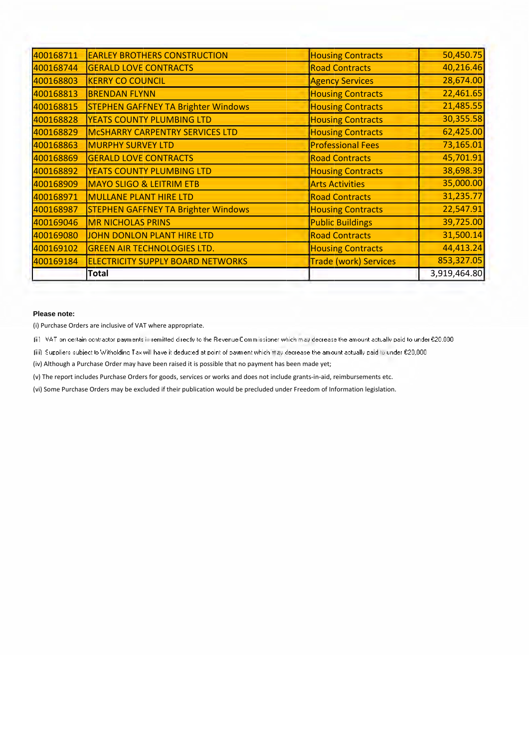| | | | |
|---|---|---|---|
| 400168711 | EARLEY BROTHERS CONSTRUCTION | Housing Contracts | 50,450.75 |
| 400168744 | GERALD LOVE CONTRACTS | Road Contracts | 40,216.46 |
| 400168803 | KERRY CO COUNCIL | Agency Services | 28,674.00 |
| 400168813 | BRENDAN FLYNN | Housing Contracts | 22,461.65 |
| 400168815 | STEPHEN GAFFNEY TA Brighter Windows | Housing Contracts | 21,485.55 |
| 400168828 | YEATS COUNTY PLUMBING LTD | Housing Contracts | 30,355.58 |
| 400168829 | McSHARRY CARPENTRY SERVICES LTD | Housing Contracts | 62,425.00 |
| 400168863 | MURPHY SURVEY LTD | Professional Fees | 73,165.01 |
| 400168869 | GERALD LOVE CONTRACTS | Road Contracts | 45,701.91 |
| 400168892 | YEATS COUNTY PLUMBING LTD | Housing Contracts | 38,698.39 |
| 400168909 | MAYO SLIGO & LEITRIM ETB | Arts Activities | 35,000.00 |
| 400168971 | MULLANE PLANT HIRE LTD | Road Contracts | 31,235.77 |
| 400168987 | STEPHEN GAFFNEY TA Brighter Windows | Housing Contracts | 22,547.91 |
| 400169046 | MR NICHOLAS PRINS | Public Buildings | 39,725.00 |
| 400169080 | JOHN DONLON PLANT HIRE LTD | Road Contracts | 31,500.14 |
| 400169102 | GREEN AIR TECHNOLOGIES LTD. | Housing Contracts | 44,413.24 |
| 400169184 | ELECTRICITY SUPPLY BOARD NETWORKS | Trade (work) Services | 853,327.05 |
| | **Total** | | 3,919,464.80 |

**Please note:**

(i) Purchase Orders are inclusive of VAT where appropriate.

(ii) VAT on certain contractor payments is remitted directly to the Revenue Commissioner which may decrease the amount actually paid to under €20,000

(iii) Suppliers subject to Witholding Tax will have it deducted at point of payment which may decrease the amount actually paid to under €20,000

(iv) Although a Purchase Order may have been raised it is possible that no payment has been made yet;

(v) The report includes Purchase Orders for goods, services or works and does not include grants-in-aid, reimbursements etc.

(vi) Some Purchase Orders may be excluded if their publication would be precluded under Freedom of Information legislation.